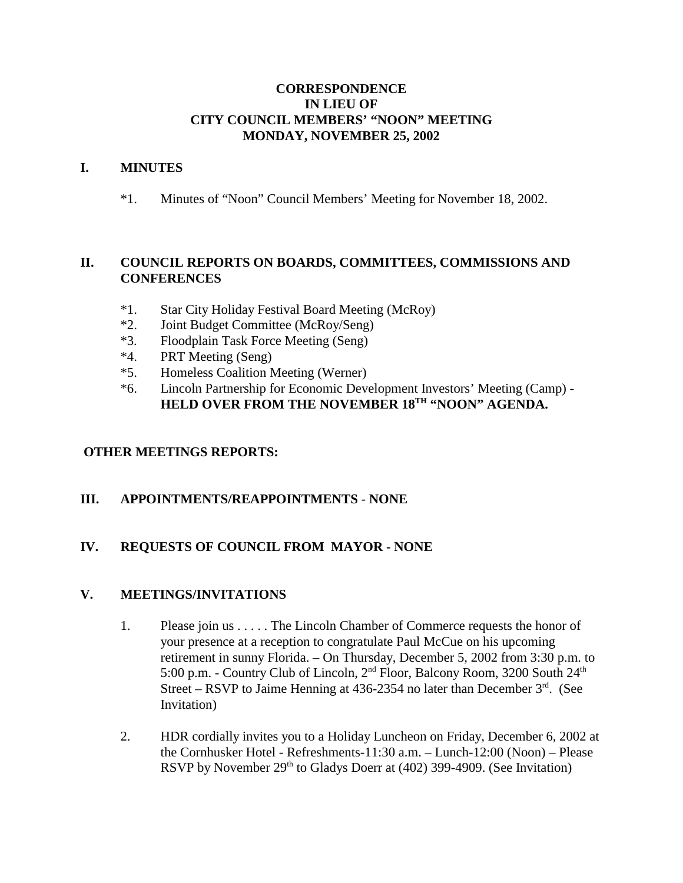**CORRESPONDENCE**
**IN LIEU OF**
**CITY COUNCIL MEMBERS' "NOON" MEETING**
**MONDAY, NOVEMBER 25, 2002**

## I. MINUTES

*1. Minutes of "Noon" Council Members' Meeting for November 18, 2002.

## II. COUNCIL REPORTS ON BOARDS, COMMITTEES, COMMISSIONS AND CONFERENCES

*1. Star City Holiday Festival Board Meeting (McRoy)
*2. Joint Budget Committee (McRoy/Seng)
*3. Floodplain Task Force Meeting (Seng)
*4. PRT Meeting (Seng)
*5. Homeless Coalition Meeting (Werner)
*6. Lincoln Partnership for Economic Development Investors' Meeting (Camp) - **HELD OVER FROM THE NOVEMBER 18TH "NOON" AGENDA.**

**OTHER MEETINGS REPORTS:**

## III. APPOINTMENTS/REAPPOINTMENTS - NONE

## IV. REQUESTS OF COUNCIL FROM MAYOR - NONE

## V. MEETINGS/INVITATIONS

1. Please join us . . . . . The Lincoln Chamber of Commerce requests the honor of your presence at a reception to congratulate Paul McCue on his upcoming retirement in sunny Florida. – On Thursday, December 5, 2002 from 3:30 p.m. to 5:00 p.m. - Country Club of Lincoln, 2nd Floor, Balcony Room, 3200 South 24th Street – RSVP to Jaime Henning at 436-2354 no later than December 3rd. (See Invitation)

2. HDR cordially invites you to a Holiday Luncheon on Friday, December 6, 2002 at the Cornhusker Hotel - Refreshments-11:30 a.m. – Lunch-12:00 (Noon) – Please RSVP by November 29th to Gladys Doerr at (402) 399-4909. (See Invitation)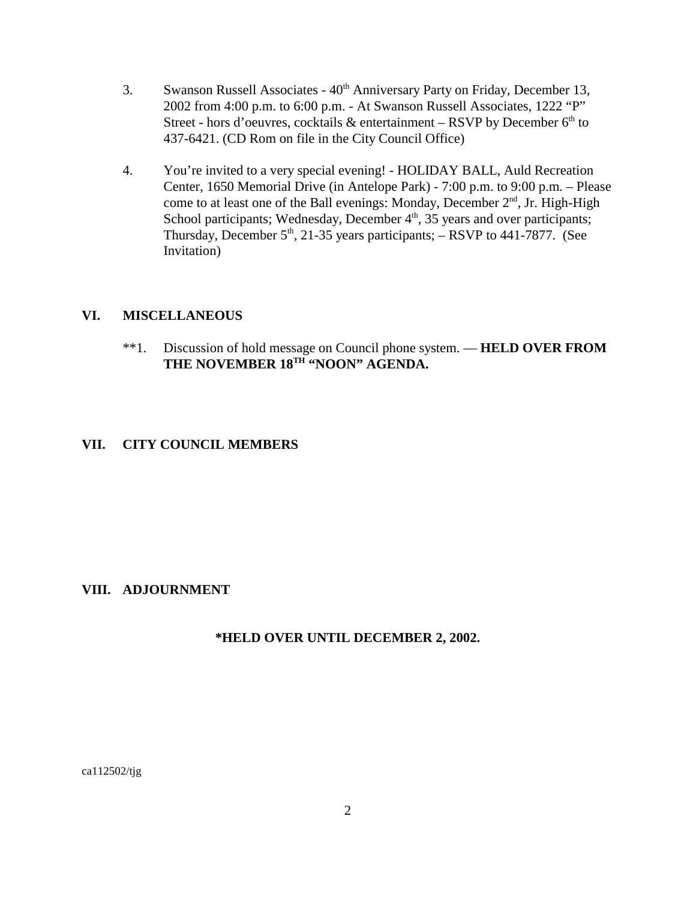3. Swanson Russell Associates - 40th Anniversary Party on Friday, December 13, 2002 from 4:00 p.m. to 6:00 p.m. - At Swanson Russell Associates, 1222 "P" Street - hors d'oeuvres, cocktails & entertainment – RSVP by December 6th to 437-6421. (CD Rom on file in the City Council Office)

4. You're invited to a very special evening! - HOLIDAY BALL, Auld Recreation Center, 1650 Memorial Drive (in Antelope Park) - 7:00 p.m. to 9:00 p.m. – Please come to at least one of the Ball evenings: Monday, December 2nd, Jr. High-High School participants; Wednesday, December 4th, 35 years and over participants; Thursday, December 5th, 21-35 years participants; – RSVP to 441-7877. (See Invitation)

## VI. MISCELLANEOUS

**1. Discussion of hold message on Council phone system. — **HELD OVER FROM THE NOVEMBER 18TH "NOON" AGENDA.**

## VII. CITY COUNCIL MEMBERS

## VIII. ADJOURNMENT

**\*HELD OVER UNTIL DECEMBER 2, 2002.**

ca112502/tjg